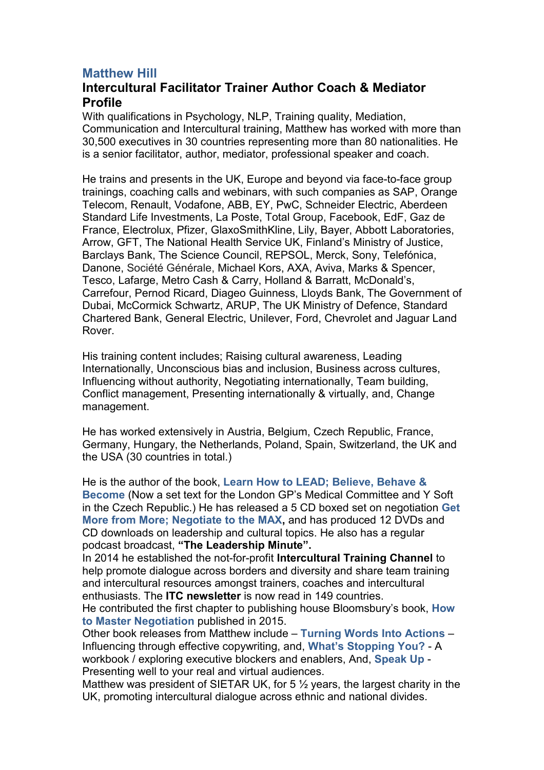# Matthew Hill

## Intercultural Facilitator Trainer Author Coach & Mediator Profile

With qualifications in Psychology, NLP, Training quality, Mediation, Communication and Intercultural training, Matthew has worked with more than 30,500 executives in 30 countries representing more than 80 nationalities. He is a senior facilitator, author, mediator, professional speaker and coach.

He trains and presents in the UK, Europe and beyond via face-to-face group trainings, coaching calls and webinars, with such companies as SAP, Orange Telecom, Renault, Vodafone, ABB, EY, PwC, Schneider Electric, Aberdeen Standard Life Investments, La Poste, Total Group, Facebook, EdF, Gaz de France, Electrolux, Pfizer, GlaxoSmithKline, Lily, Bayer, Abbott Laboratories, Arrow, GFT, The National Health Service UK, Finland's Ministry of Justice, Barclays Bank, The Science Council, REPSOL, Merck, Sony, Telefónica, Danone, Société Générale, Michael Kors, AXA, Aviva, Marks & Spencer, Tesco, Lafarge, Metro Cash & Carry, Holland & Barratt, McDonald's, Carrefour, Pernod Ricard, Diageo Guinness, Lloyds Bank, The Government of Dubai, McCormick Schwartz, ARUP, The UK Ministry of Defence, Standard Chartered Bank, General Electric, Unilever, Ford, Chevrolet and Jaguar Land Rover.

His training content includes; Raising cultural awareness, Leading Internationally, Unconscious bias and inclusion, Business across cultures, Influencing without authority, Negotiating internationally, Team building, Conflict management, Presenting internationally & virtually, and, Change management.

He has worked extensively in Austria, Belgium, Czech Republic, France, Germany, Hungary, the Netherlands, Poland, Spain, Switzerland, the UK and the USA (30 countries in total.)

He is the author of the book, **Learn How to LEAD; Believe, Behave & Become** (Now a set text for the London GP's Medical Committee and Y Soft in the Czech Republic.) He has released a 5 CD boxed set on negotiation **Get More from More; Negotiate to the MAX,** and has produced 12 DVDs and CD downloads on leadership and cultural topics. He also has a regular podcast broadcast, **"The Leadership Minute".**
In 2014 he established the not-for-profit **Intercultural Training Channel** to help promote dialogue across borders and diversity and share team training and intercultural resources amongst trainers, coaches and intercultural enthusiasts. The **ITC newsletter** is now read in 149 countries.
He contributed the first chapter to publishing house Bloomsbury's book, **How to Master Negotiation** published in 2015.
Other book releases from Matthew include – **Turning Words Into Actions** – Influencing through effective copywriting, and, **What's Stopping You?** - A workbook / exploring executive blockers and enablers, And, **Speak Up** - Presenting well to your real and virtual audiences.
Matthew was president of SIETAR UK, for 5 ½ years, the largest charity in the UK, promoting intercultural dialogue across ethnic and national divides.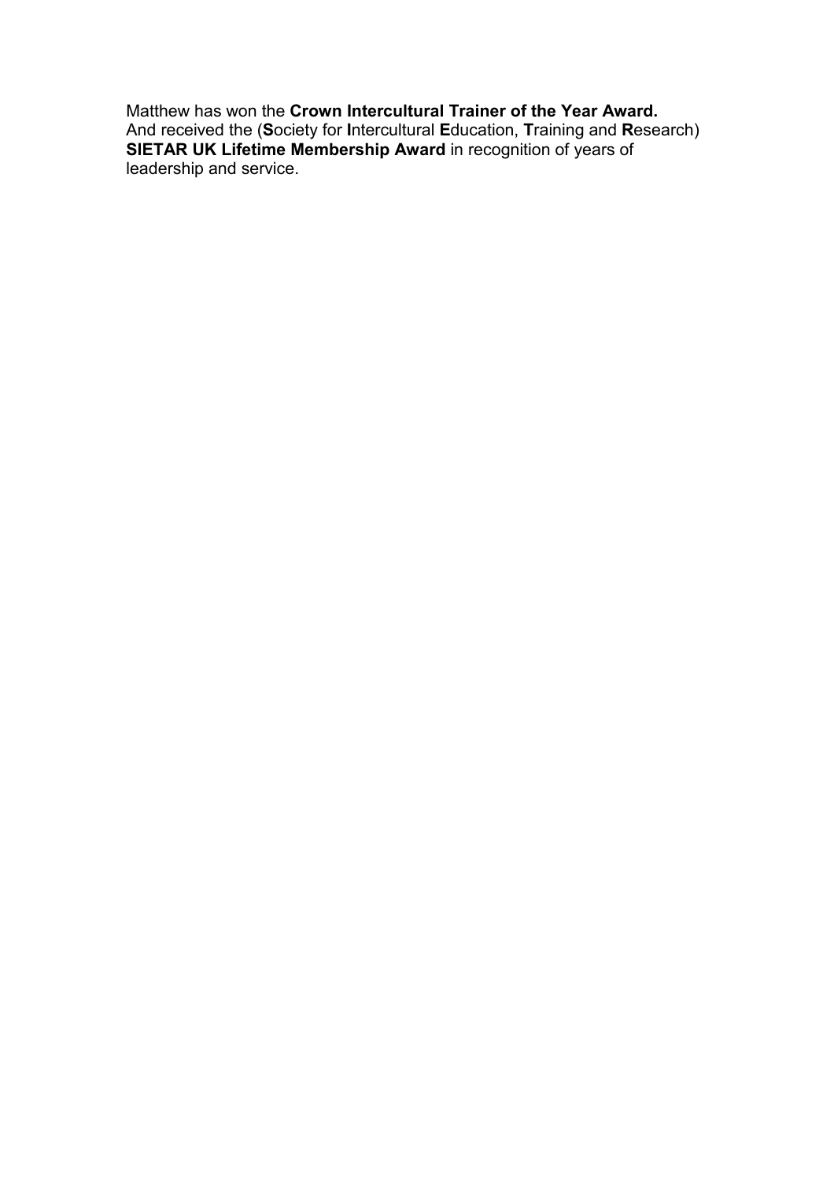Matthew has won the **Crown Intercultural Trainer of the Year Award.**
And received the (**S**ociety for **I**ntercultural **E**ducation, **T**raining and **R**esearch) **SIETAR UK Lifetime Membership Award** in recognition of years of leadership and service.